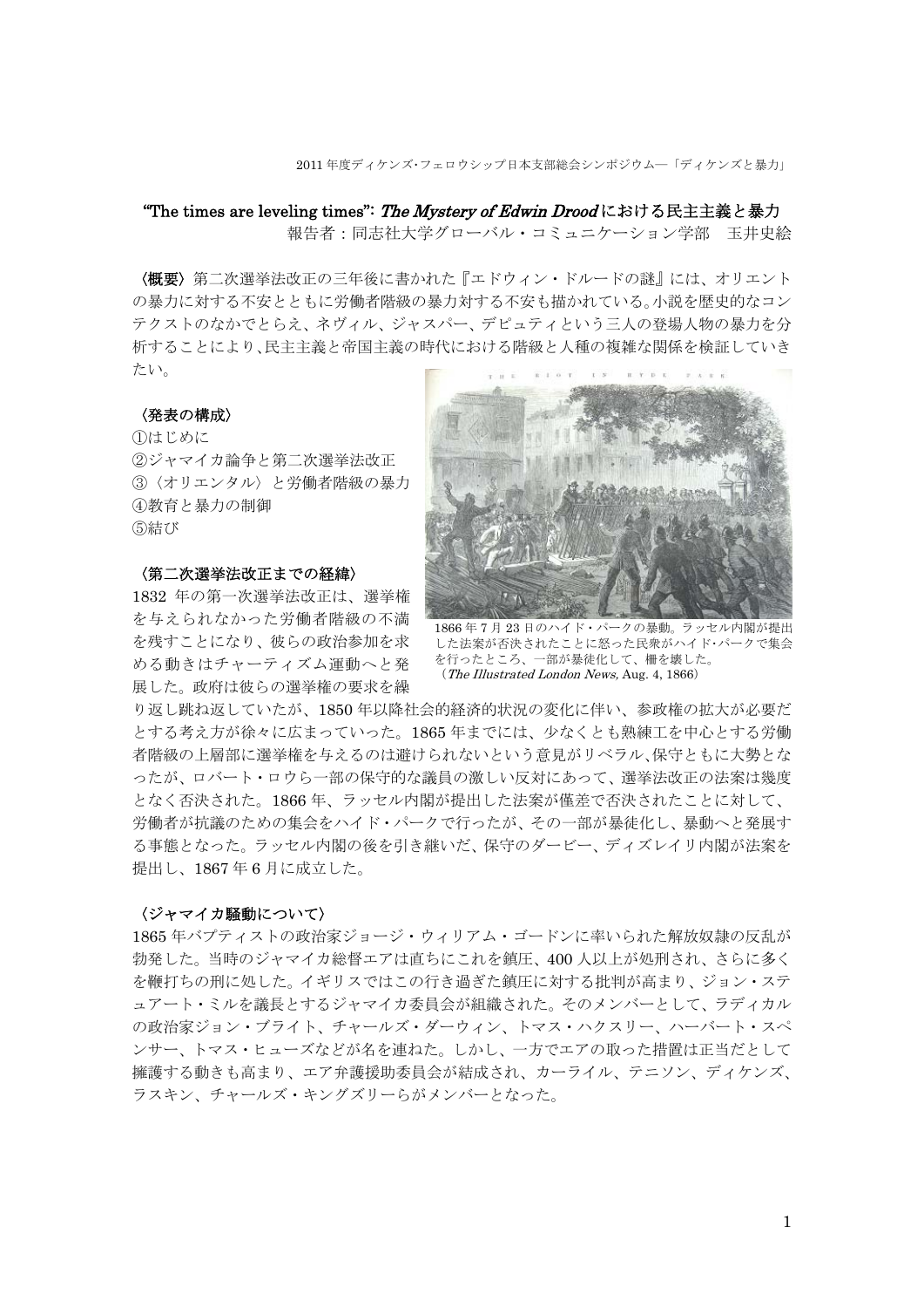2011 年度ディケンズ・フェロウシップ日本支部総会シンポジウム―「ディケンズと暴力」

# "The times are leveling times": *The Mystery of Edwin Drood* における民主主義と暴力

報告者：同志社大学グローバル・コミュニケーション学部　玉井史絵

**〈概要〉**第二次選挙法改正の三年後に書かれた『エドウィン・ドルードの謎』には、オリエントの暴力に対する不安とともに労働者階級の暴力対する不安も描かれている。小説を歴史的なコンテクストのなかでとらえ、ネヴィル、ジャスパー、デピュティという三人の登場人物の暴力を分析することにより、民主主義と帝国主義の時代における階級と人種の複雑な関係を検証していきたい。

**〈発表の構成〉**

①はじめに
②ジャマイカ論争と第二次選挙法改正
③〈オリエンタル〉と労働者階級の暴力
④教育と暴力の制御
⑤結び

THE RIOT IN HYDE PARK

1866 年 7 月 23 日のハイド・パークの暴動。ラッセル内閣が提出した法案が否決されたことに怒った民衆がハイド・パークで集会を行ったところ、一部が暴徒化して、柵を壊した。
（*The Illustrated London News,* Aug. 4, 1866）

**〈第二次選挙法改正までの経緯〉**

1832 年の第一次選挙法改正は、選挙権を与えられなかった労働者階級の不満を残すことになり、彼らの政治参加を求める動きはチャーティズム運動へと発展した。政府は彼らの選挙権の要求を繰り返し跳ね返していたが、1850 年以降社会的経済的状況の変化に伴い、参政権の拡大が必要だとする考え方が徐々に広まっていった。1865 年までには、少なくとも熟練工を中心とする労働者階級の上層部に選挙権を与えるのは避けられないという意見がリベラル、保守ともに大勢となったが、ロバート・ロウら一部の保守的な議員の激しい反対にあって、選挙法改正の法案は幾度となく否決された。1866 年、ラッセル内閣が提出した法案が僅差で否決されたことに対して、労働者が抗議のための集会をハイド・パークで行ったが、その一部が暴徒化し、暴動へと発展する事態となった。ラッセル内閣の後を引き継いだ、保守のダービー、ディズレイリ内閣が法案を提出し、1867 年 6 月に成立した。

**〈ジャマイカ騒動について〉**

1865 年バプティストの政治家ジョージ・ウィリアム・ゴードンに率いられた解放奴隷の反乱が勃発した。当時のジャマイカ総督エアは直ちにこれを鎮圧、400 人以上が処刑され、さらに多くを鞭打ちの刑に処した。イギリスではこの行き過ぎた鎮圧に対する批判が高まり、ジョン・ステュアート・ミルを議長とするジャマイカ委員会が組織された。そのメンバーとして、ラディカルの政治家ジョン・ブライト、チャールズ・ダーウィン、トマス・ハクスリー、ハーバート・スペンサー、トマス・ヒューズなどが名を連ねた。しかし、一方でエアの取った措置は正当だとして擁護する動きも高まり、エア弁護援助委員会が結成され、カーライル、テニソン、ディケンズ、ラスキン、チャールズ・キングズリーらがメンバーとなった。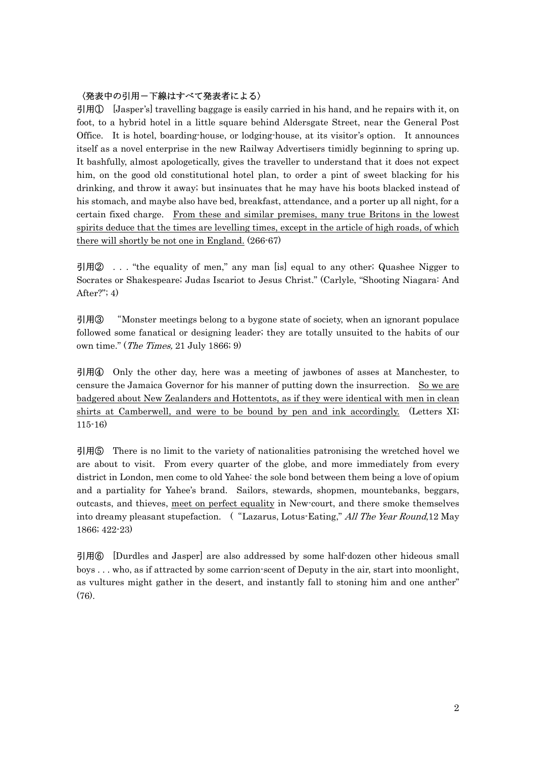〈発表中の引用－下線はすべて発表者による〉

引用①　[Jasper's] travelling baggage is easily carried in his hand, and he repairs with it, on foot, to a hybrid hotel in a little square behind Aldersgate Street, near the General Post Office. It is hotel, boarding-house, or lodging-house, at its visitor's option. It announces itself as a novel enterprise in the new Railway Advertisers timidly beginning to spring up. It bashfully, almost apologetically, gives the traveller to understand that it does not expect him, on the good old constitutional hotel plan, to order a pint of sweet blacking for his drinking, and throw it away; but insinuates that he may have his boots blacked instead of his stomach, and maybe also have bed, breakfast, attendance, and a porter up all night, for a certain fixed charge. <u>From these and similar premises, many true Britons in the lowest spirits deduce that the times are levelling times, except in the article of high roads, of which there will shortly be not one in England.</u> (266-67)

引用②　. . . "the equality of men," any man [is] equal to any other; Quashee Nigger to Socrates or Shakespeare; Judas Iscariot to Jesus Christ." (Carlyle, "Shooting Niagara: And After?"; 4)

引用③　"Monster meetings belong to a bygone state of society, when an ignorant populace followed some fanatical or designing leader; they are totally unsuited to the habits of our own time." (*The Times,* 21 July 1866; 9)

引用④　Only the other day, here was a meeting of jawbones of asses at Manchester, to censure the Jamaica Governor for his manner of putting down the insurrection. <u>So we are badgered about New Zealanders and Hottentots, as if they were identical with men in clean shirts at Camberwell, and were to be bound by pen and ink accordingly.</u> (Letters XI; 115-16)

引用⑤　There is no limit to the variety of nationalities patronising the wretched hovel we are about to visit. From every quarter of the globe, and more immediately from every district in London, men come to old Yahee: the sole bond between them being a love of opium and a partiality for Yahee's brand. Sailors, stewards, shopmen, mountebanks, beggars, outcasts, and thieves, <u>meet on perfect equality</u> in New-court, and there smoke themselves into dreamy pleasant stupefaction. ("Lazarus, Lotus-Eating," *All The Year Round*,12 May 1866; 422-23)

引用⑥　[Durdles and Jasper] are also addressed by some half-dozen other hideous small boys . . . who, as if attracted by some carrion-scent of Deputy in the air, start into moonlight, as vultures might gather in the desert, and instantly fall to stoning him and one anther" (76).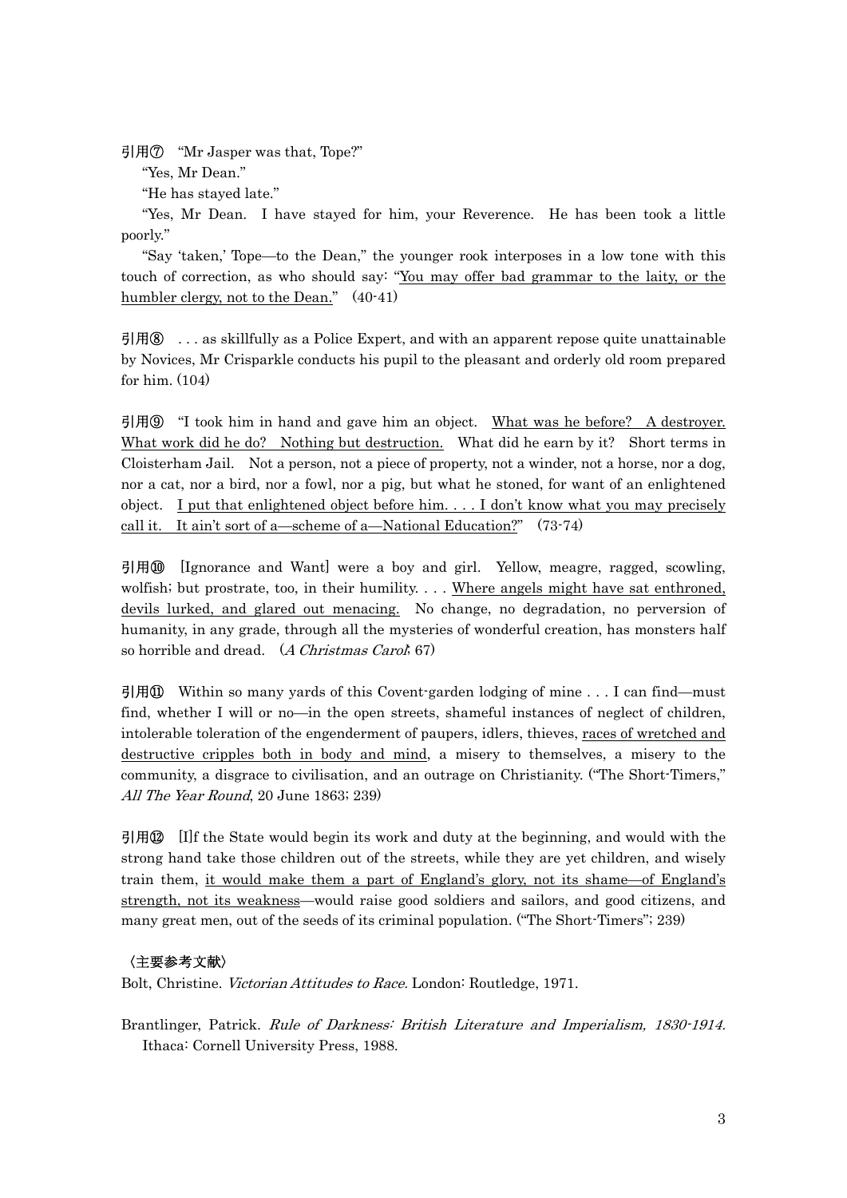引用⑦　“Mr Jasper was that, Tope?”

“Yes, Mr Dean.”

“He has stayed late.”

“Yes, Mr Dean. I have stayed for him, your Reverence. He has been took a little poorly.”

“Say ‘taken,’ Tope—to the Dean,” the younger rook interposes in a low tone with this touch of correction, as who should say: “<u>You may offer bad grammar to the laity, or the humbler clergy, not to the Dean.</u>”　(40-41)

引用⑧　. . . as skillfully as a Police Expert, and with an apparent repose quite unattainable by Novices, Mr Crisparkle conducts his pupil to the pleasant and orderly old room prepared for him. (104)

引用⑨　“I took him in hand and gave him an object. <u>What was he before? A destroyer. What work did he do? Nothing but destruction.</u> What did he earn by it? Short terms in Cloisterham Jail. Not a person, not a piece of property, not a winder, not a horse, nor a dog, nor a cat, nor a bird, nor a fowl, nor a pig, but what he stoned, for want of an enlightened object. <u>I put that enlightened object before him. . . . I don’t know what you may precisely call it. It ain’t sort of a—scheme of a—National Education?</u>”　(73-74)

引用⑩　[Ignorance and Want] were a boy and girl. Yellow, meagre, ragged, scowling, wolfish; but prostrate, too, in their humility. . . . <u>Where angels might have sat enthroned, devils lurked, and glared out menacing.</u> No change, no degradation, no perversion of humanity, in any grade, through all the mysteries of wonderful creation, has monsters half so horrible and dread.　(*A Christmas Carol*; 67)

引用⑪　Within so many yards of this Covent-garden lodging of mine . . . I can find—must find, whether I will or no—in the open streets, shameful instances of neglect of children, intolerable toleration of the engenderment of paupers, idlers, thieves, <u>races of wretched and destructive cripples both in body and mind</u>, a misery to themselves, a misery to the community, a disgrace to civilisation, and an outrage on Christianity. (“The Short-Timers,” *All The Year Round*, 20 June 1863; 239)

引用⑫　[I]f the State would begin its work and duty at the beginning, and would with the strong hand take those children out of the streets, while they are yet children, and wisely train them, <u>it would make them a part of England’s glory, not its shame—of England’s strength, not its weakness</u>—would raise good soldiers and sailors, and good citizens, and many great men, out of the seeds of its criminal population. (“The Short-Timers”; 239)

〈主要参考文献〉

Bolt, Christine. *Victorian Attitudes to Race.* London: Routledge, 1971.

Brantlinger, Patrick. *Rule of Darkness: British Literature and Imperialism, 1830-1914.* Ithaca: Cornell University Press, 1988.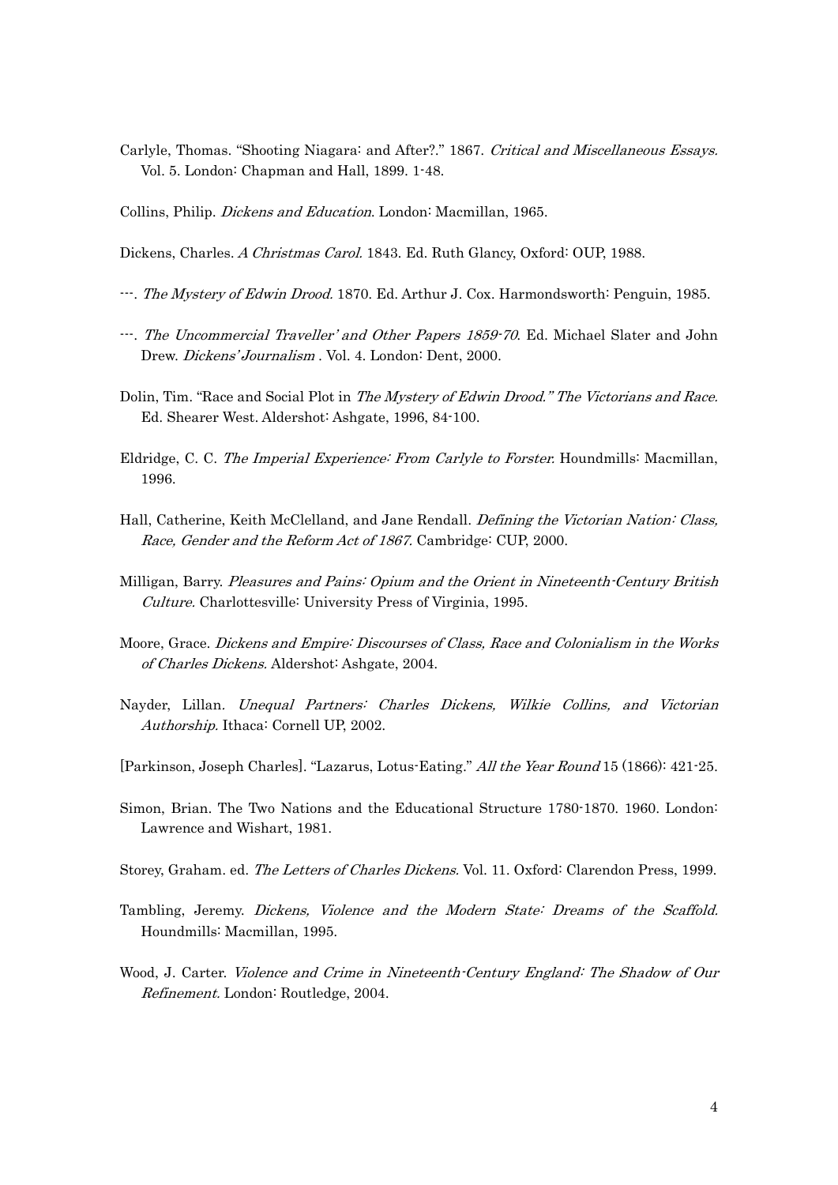Carlyle, Thomas. "Shooting Niagara: and After?." 1867. *Critical and Miscellaneous Essays.* Vol. 5. London: Chapman and Hall, 1899. 1-48.

Collins, Philip. *Dickens and Education*. London: Macmillan, 1965.

Dickens, Charles. *A Christmas Carol.* 1843. Ed. Ruth Glancy, Oxford: OUP, 1988.

---. *The Mystery of Edwin Drood.* 1870. Ed. Arthur J. Cox. Harmondsworth: Penguin, 1985.

---. *The Uncommercial Traveller' and Other Papers 1859-70.* Ed. Michael Slater and John Drew. *Dickens' Journalism* . Vol. 4. London: Dent, 2000.

Dolin, Tim. "Race and Social Plot in *The Mystery of Edwin Drood.*" *The Victorians and Race.* Ed. Shearer West. Aldershot: Ashgate, 1996, 84-100.

Eldridge, C. C. *The Imperial Experience: From Carlyle to Forster.* Houndmills: Macmillan, 1996.

Hall, Catherine, Keith McClelland, and Jane Rendall. *Defining the Victorian Nation: Class, Race, Gender and the Reform Act of 1867.* Cambridge: CUP, 2000.

Milligan, Barry. *Pleasures and Pains: Opium and the Orient in Nineteenth-Century British Culture.* Charlottesville: University Press of Virginia, 1995.

Moore, Grace. *Dickens and Empire: Discourses of Class, Race and Colonialism in the Works of Charles Dickens.* Aldershot: Ashgate, 2004.

Nayder, Lillan. *Unequal Partners: Charles Dickens, Wilkie Collins, and Victorian Authorship.* Ithaca: Cornell UP, 2002.

[Parkinson, Joseph Charles]. "Lazarus, Lotus-Eating." *All the Year Round* 15 (1866): 421-25.

Simon, Brian. The Two Nations and the Educational Structure 1780-1870. 1960. London: Lawrence and Wishart, 1981.

Storey, Graham. ed. *The Letters of Charles Dickens.* Vol. 11. Oxford: Clarendon Press, 1999.

Tambling, Jeremy. *Dickens, Violence and the Modern State: Dreams of the Scaffold.* Houndmills: Macmillan, 1995.

Wood, J. Carter. *Violence and Crime in Nineteenth-Century England: The Shadow of Our Refinement.* London: Routledge, 2004.